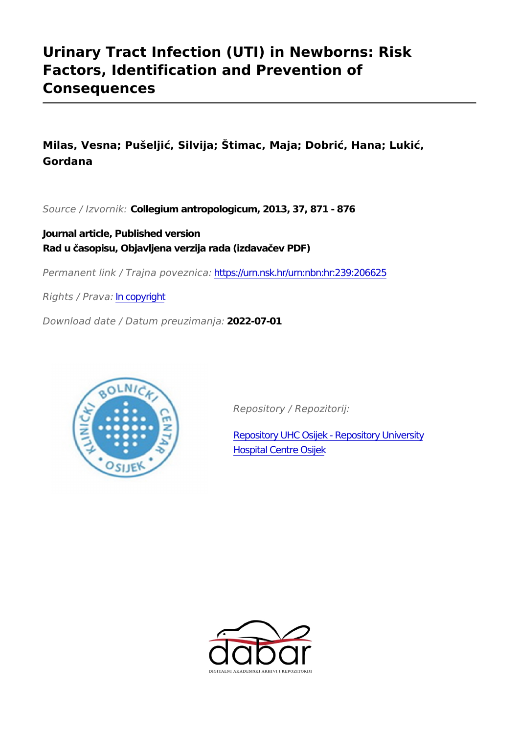# Urinary Tract Infection (UTI) in Newborns: Risk Factors, Identification and Prevention of Consequences

**Milas, Vesna; Pušeljić, Silvija; Štimac, Maja; Dobrić, Hana; Lukić, Gordana**

*Source / Izvornik:* **Collegium antropologicum, 2013, 37, 871 - 876**

**Journal article, Published version**
**Rad u časopisu, Objavljena verzija rada (izdavačev PDF)**

*Permanent link / Trajna poveznica:* https://urn.nsk.hr/urn:nbn:hr:239:206625

*Rights / Prava:* In copyright

*Download date / Datum preuzimanja:* **2022-07-01**

*Repository / Repozitorij:*

Repository UHC Osijek - Repository University Hospital Centre Osijek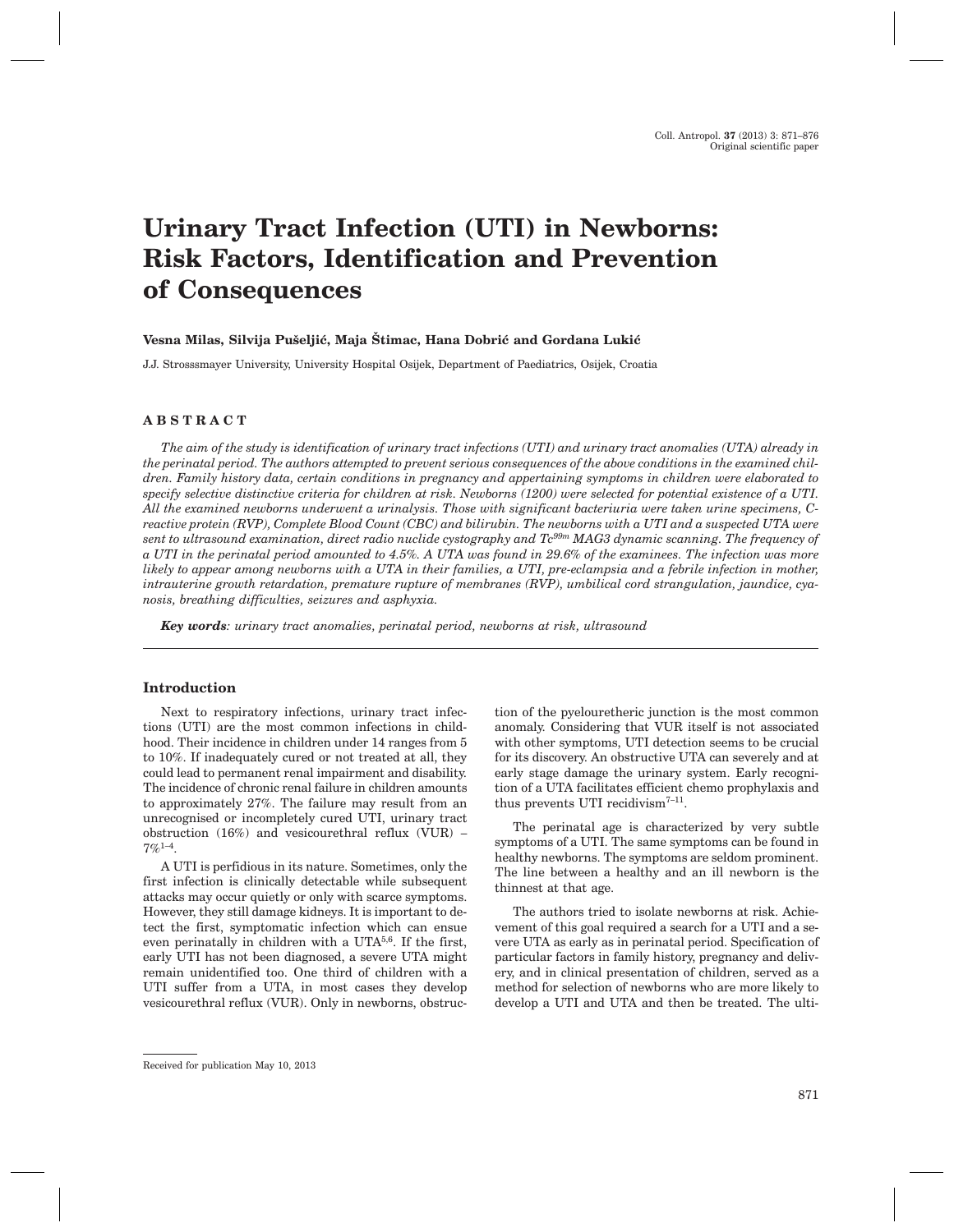# Urinary Tract Infection (UTI) in Newborns: Risk Factors, Identification and Prevention of Consequences

**Vesna Milas, Silvija Pušeljić, Maja Štimac, Hana Dobrić and Gordana Lukić**

J.J. Strosssmayer University, University Hospital Osijek, Department of Paediatrics, Osijek, Croatia

## ABSTRACT

*The aim of the study is identification of urinary tract infections (UTI) and urinary tract anomalies (UTA) already in the perinatal period. The authors attempted to prevent serious consequences of the above conditions in the examined children. Family history data, certain conditions in pregnancy and appertaining symptoms in children were elaborated to specify selective distinctive criteria for children at risk. Newborns (1200) were selected for potential existence of a UTI. All the examined newborns underwent a urinalysis. Those with significant bacteriuria were taken urine specimens, C-reactive protein (RVP), Complete Blood Count (CBC) and bilirubin. The newborns with a UTI and a suspected UTA were sent to ultrasound examination, direct radio nuclide cystography and $Tc^{99m}$ MAG3 dynamic scanning. The frequency of a UTI in the perinatal period amounted to 4.5%. A UTA was found in 29.6% of the examinees. The infection was more likely to appear among newborns with a UTA in their families, a UTI, pre-eclampsia and a febrile infection in mother, intrauterine growth retardation, premature rupture of membranes (RVP), umbilical cord strangulation, jaundice, cyanosis, breathing difficulties, seizures and asphyxia.*

***Key words***: *urinary tract anomalies, perinatal period, newborns at risk, ultrasound*

## Introduction

Next to respiratory infections, urinary tract infections (UTI) are the most common infections in childhood. Their incidence in children under 14 ranges from 5 to 10%. If inadequately cured or not treated at all, they could lead to permanent renal impairment and disability. The incidence of chronic renal failure in children amounts to approximately 27%. The failure may result from an unrecognised or incompletely cured UTI, urinary tract obstruction (16%) and vesicourethral reflux (VUR) – 7%[1–4].

A UTI is perfidious in its nature. Sometimes, only the first infection is clinically detectable while subsequent attacks may occur quietly or only with scarce symptoms. However, they still damage kidneys. It is important to detect the first, symptomatic infection which can ensue even perinatally in children with a UTA[5,6]. If the first, early UTI has not been diagnosed, a severe UTA might remain unidentified too. One third of children with a UTI suffer from a UTA, in most cases they develop vesicourethral reflux (VUR). Only in newborns, obstruction of the pyelouretheric junction is the most common anomaly. Considering that VUR itself is not associated with other symptoms, UTI detection seems to be crucial for its discovery. An obstructive UTA can severely and at early stage damage the urinary system. Early recognition of a UTA facilitates efficient chemo prophylaxis and thus prevents UTI recidivism[7–11].

The perinatal age is characterized by very subtle symptoms of a UTI. The same symptoms can be found in healthy newborns. The symptoms are seldom prominent. The line between a healthy and an ill newborn is the thinnest at that age.

The authors tried to isolate newborns at risk. Achievement of this goal required a search for a UTI and a severe UTA as early as in perinatal period. Specification of particular factors in family history, pregnancy and delivery, and in clinical presentation of children, served as a method for selection of newborns who are more likely to develop a UTI and UTA and then be treated. The ulti-

Received for publication May 10, 2013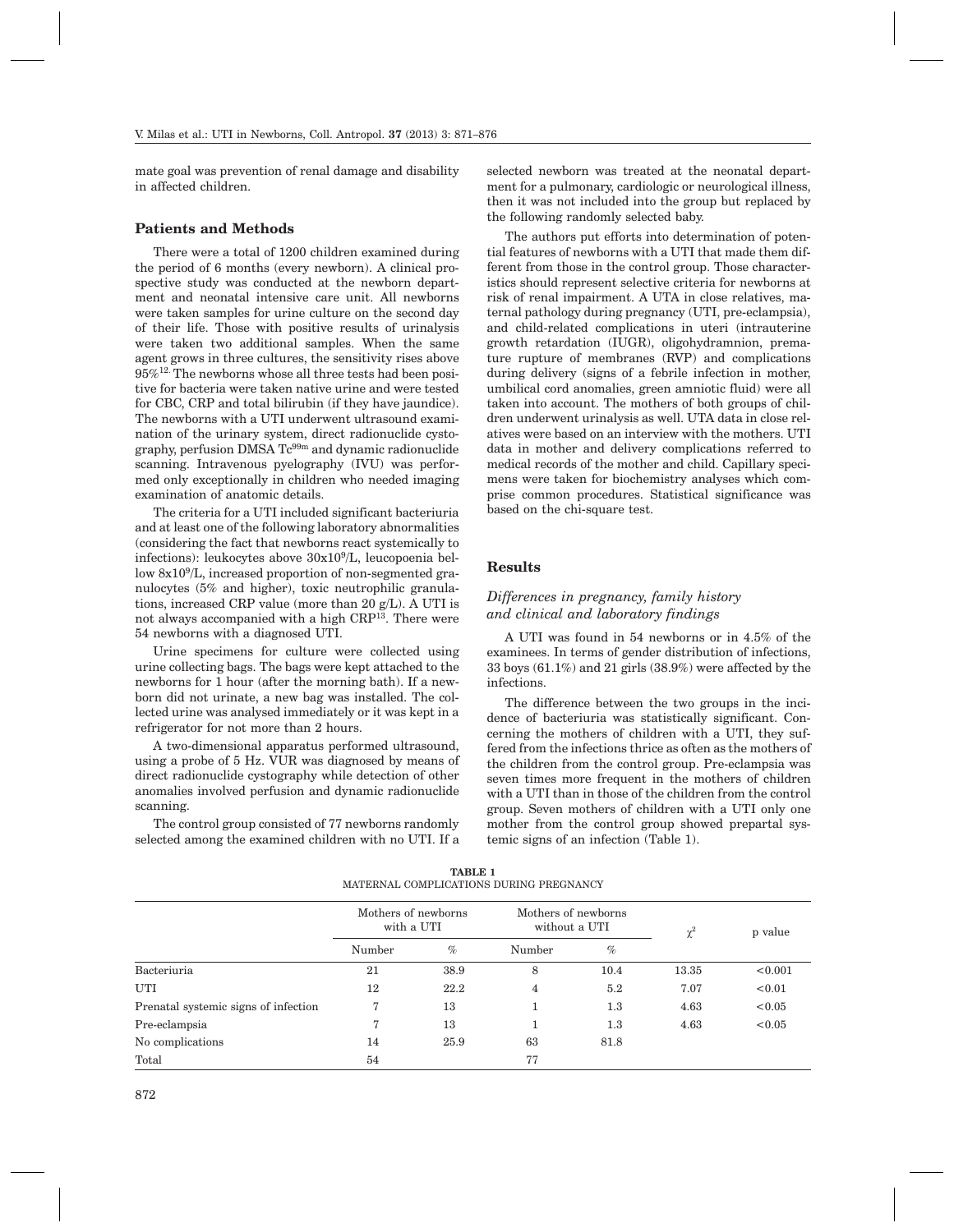mate goal was prevention of renal damage and disability in affected children.

## Patients and Methods

There were a total of 1200 children examined during the period of 6 months (every newborn). A clinical prospective study was conducted at the newborn department and neonatal intensive care unit. All newborns were taken samples for urine culture on the second day of their life. Those with positive results of urinalysis were taken two additional samples. When the same agent grows in three cultures, the sensitivity rises above 95%[12]. The newborns whose all three tests had been positive for bacteria were taken native urine and were tested for CBC, CRP and total bilirubin (if they have jaundice). The newborns with a UTI underwent ultrasound examination of the urinary system, direct radionuclide cystography, perfusion DMSA $Tc^{99m}$ and dynamic radionuclide scanning. Intravenous pyelography (IVU) was performed only exceptionally in children who needed imaging examination of anatomic details.

The criteria for a UTI included significant bacteriuria and at least one of the following laboratory abnormalities (considering the fact that newborns react systemically to infections): leukocytes above $30x10^9$/L, leucopoenia bellow $8x10^9$/L, increased proportion of non-segmented granulocytes (5% and higher), toxic neutrophilic granulations, increased CRP value (more than 20 g/L). A UTI is not always accompanied with a high CRP[13]. There were 54 newborns with a diagnosed UTI.

Urine specimens for culture were collected using urine collecting bags. The bags were kept attached to the newborns for 1 hour (after the morning bath). If a newborn did not urinate, a new bag was installed. The collected urine was analysed immediately or it was kept in a refrigerator for not more than 2 hours.

A two-dimensional apparatus performed ultrasound, using a probe of 5 Hz. VUR was diagnosed by means of direct radionuclide cystography while detection of other anomalies involved perfusion and dynamic radionuclide scanning.

The control group consisted of 77 newborns randomly selected among the examined children with no UTI. If a selected newborn was treated at the neonatal department for a pulmonary, cardiologic or neurological illness, then it was not included into the group but replaced by the following randomly selected baby.

The authors put efforts into determination of potential features of newborns with a UTI that made them different from those in the control group. Those characteristics should represent selective criteria for newborns at risk of renal impairment. A UTA in close relatives, maternal pathology during pregnancy (UTI, pre-eclampsia), and child-related complications in uteri (intrauterine growth retardation (IUGR), oligohydramnion, premature rupture of membranes (RVP) and complications during delivery (signs of a febrile infection in mother, umbilical cord anomalies, green amniotic fluid) were all taken into account. The mothers of both groups of children underwent urinalysis as well. UTA data in close relatives were based on an interview with the mothers. UTI data in mother and delivery complications referred to medical records of the mother and child. Capillary specimens were taken for biochemistry analyses which comprise common procedures. Statistical significance was based on the chi-square test.

## Results

### *Differences in pregnancy, family history and clinical and laboratory findings*

A UTI was found in 54 newborns or in 4.5% of the examinees. In terms of gender distribution of infections, 33 boys (61.1%) and 21 girls (38.9%) were affected by the infections.

The difference between the two groups in the incidence of bacteriuria was statistically significant. Concerning the mothers of children with a UTI, they suffered from the infections thrice as often as the mothers of the children from the control group. Pre-eclampsia was seven times more frequent in the mothers of children with a UTI than in those of the children from the control group. Seven mothers of children with a UTI only one mother from the control group showed prepartal systemic signs of an infection (Table 1).

**TABLE 1**
MATERNAL COMPLICATIONS DURING PREGNANCY

| | Mothers of newborns with a UTI | | Mothers of newborns without a UTI | | $\chi^2$ | p value |
|---|---|---|---|---|---|---|
| | Number | % | Number | % | | |
| Bacteriuria | 21 | 38.9 | 8 | 10.4 | 13.35 | <0.001 |
| UTI | 12 | 22.2 | 4 | 5.2 | 7.07 | <0.01 |
| Prenatal systemic signs of infection | 7 | 13 | 1 | 1.3 | 4.63 | <0.05 |
| Pre-eclampsia | 7 | 13 | 1 | 1.3 | 4.63 | <0.05 |
| No complications | 14 | 25.9 | 63 | 81.8 | | |
| Total | 54 | | 77 | | | |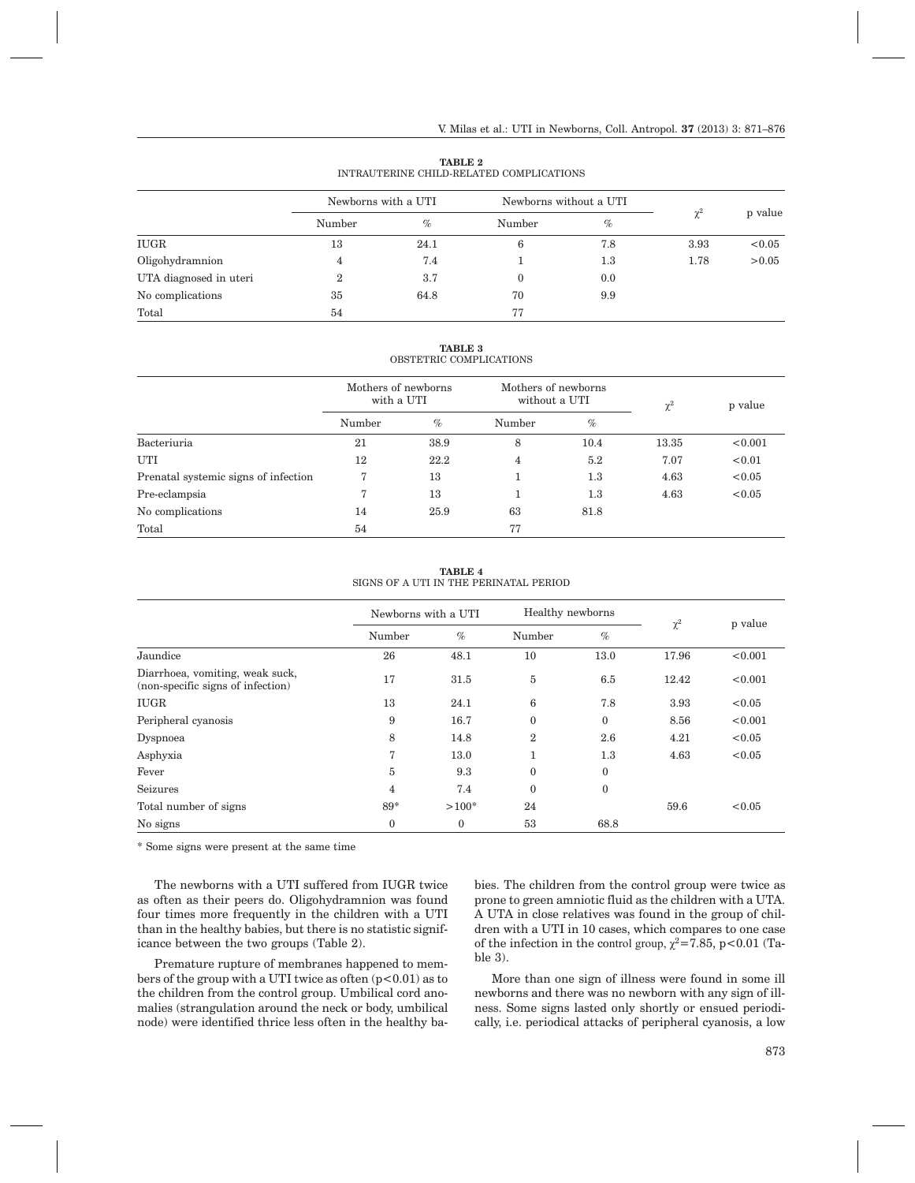**TABLE 2**
INTRAUTERINE CHILD-RELATED COMPLICATIONS

| | Newborns with a UTI | | Newborns without a UTI | | $\chi^2$ | p value |
|---|---|---|---|---|---|---|
| | Number | % | Number | % | | |
| IUGR | 13 | 24.1 | 6 | 7.8 | 3.93 | <0.05 |
| Oligohydramnion | 4 | 7.4 | 1 | 1.3 | 1.78 | >0.05 |
| UTA diagnosed in uteri | 2 | 3.7 | 0 | 0.0 | | |
| No complications | 35 | 64.8 | 70 | 9.9 | | |
| Total | 54 | | 77 | | | |

**TABLE 3**
OBSTETRIC COMPLICATIONS

| | Mothers of newborns with a UTI | | Mothers of newborns without a UTI | | $\chi^2$ | p value |
|---|---|---|---|---|---|---|
| | Number | % | Number | % | | |
| Bacteriuria | 21 | 38.9 | 8 | 10.4 | 13.35 | <0.001 |
| UTI | 12 | 22.2 | 4 | 5.2 | 7.07 | <0.01 |
| Prenatal systemic signs of infection | 7 | 13 | 1 | 1.3 | 4.63 | <0.05 |
| Pre-eclampsia | 7 | 13 | 1 | 1.3 | 4.63 | <0.05 |
| No complications | 14 | 25.9 | 63 | 81.8 | | |
| Total | 54 | | 77 | | | |

**TABLE 4**
SIGNS OF A UTI IN THE PERINATAL PERIOD

| | Newborns with a UTI | | Healthy newborns | | $\chi^2$ | p value |
|---|---|---|---|---|---|---|
| | Number | % | Number | % | | |
| Jaundice | 26 | 48.1 | 10 | 13.0 | 17.96 | <0.001 |
| Diarrhoea, vomiting, weak suck, (non-specific signs of infection) | 17 | 31.5 | 5 | 6.5 | 12.42 | <0.001 |
| IUGR | 13 | 24.1 | 6 | 7.8 | 3.93 | <0.05 |
| Peripheral cyanosis | 9 | 16.7 | 0 | 0 | 8.56 | <0.001 |
| Dyspnoea | 8 | 14.8 | 2 | 2.6 | 4.21 | <0.05 |
| Asphyxia | 7 | 13.0 | 1 | 1.3 | 4.63 | <0.05 |
| Fever | 5 | 9.3 | 0 | 0 | | |
| Seizures | 4 | 7.4 | 0 | 0 | | |
| Total number of signs | 89* | >100* | 24 | | 59.6 | <0.05 |
| No signs | 0 | 0 | 53 | 68.8 | | |

* Some signs were present at the same time

The newborns with a UTI suffered from IUGR twice as often as their peers do. Oligohydramnion was found four times more frequently in the children with a UTI than in the healthy babies, but there is no statistic significance between the two groups (Table 2).

Premature rupture of membranes happened to members of the group with a UTI twice as often ($p<0.01$) as to the children from the control group. Umbilical cord anomalies (strangulation around the neck or body, umbilical node) were identified thrice less often in the healthy babies. The children from the control group were twice as prone to green amniotic fluid as the children with a UTA. A UTA in close relatives was found in the group of children with a UTI in 10 cases, which compares to one case of the infection in the control group, $\chi^2=7.85$, $p<0.01$ (Table 3).

More than one sign of illness were found in some ill newborns and there was no newborn with any sign of illness. Some signs lasted only shortly or ensued periodically, i.e. periodical attacks of peripheral cyanosis, a low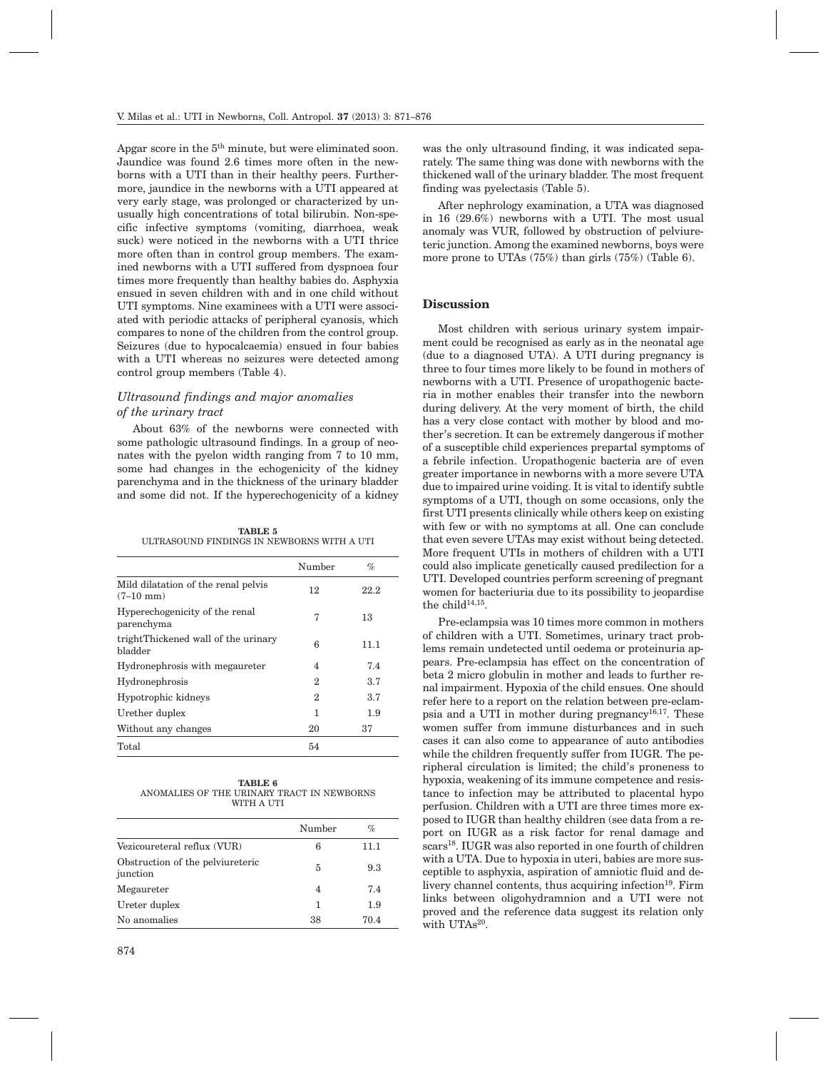Apgar score in the 5th minute, but were eliminated soon. Jaundice was found 2.6 times more often in the newborns with a UTI than in their healthy peers. Furthermore, jaundice in the newborns with a UTI appeared at very early stage, was prolonged or characterized by unusually high concentrations of total bilirubin. Non-specific infective symptoms (vomiting, diarrhoea, weak suck) were noticed in the newborns with a UTI thrice more often than in control group members. The examined newborns with a UTI suffered from dyspnoea four times more frequently than healthy babies do. Asphyxia ensued in seven children with and in one child without UTI symptoms. Nine examinees with a UTI were associated with periodic attacks of peripheral cyanosis, which compares to none of the children from the control group. Seizures (due to hypocalcaemia) ensued in four babies with a UTI whereas no seizures were detected among control group members (Table 4).

### *Ultrasound findings and major anomalies of the urinary tract*

About 63% of the newborns were connected with some pathologic ultrasound findings. In a group of neonates with the pyelon width ranging from 7 to 10 mm, some had changes in the echogenicity of the kidney parenchyma and in the thickness of the urinary bladder and some did not. If the hyperechogenicity of a kidney was the only ultrasound finding, it was indicated separately. The same thing was done with newborns with the thickened wall of the urinary bladder. The most frequent finding was pyelectasis (Table 5).

**TABLE 5**
ULTRASOUND FINDINGS IN NEWBORNS WITH A UTI

| | Number | % |
|---|---|---|
| Mild dilatation of the renal pelvis (7–10 mm) | 12 | 22.2 |
| Hyperechogenicity of the renal parenchyma | 7 | 13 |
| trightThickened wall of the urinary bladder | 6 | 11.1 |
| Hydronephrosis with megaureter | 4 | 7.4 |
| Hydronephrosis | 2 | 3.7 |
| Hypotrophic kidneys | 2 | 3.7 |
| Urether duplex | 1 | 1.9 |
| Without any changes | 20 | 37 |
| Total | 54 | |

After nephrology examination, a UTA was diagnosed in 16 (29.6%) newborns with a UTI. The most usual anomaly was VUR, followed by obstruction of pelviureteric junction. Among the examined newborns, boys were more prone to UTAs (75%) than girls (75%) (Table 6).

**TABLE 6**
ANOMALIES OF THE URINARY TRACT IN NEWBORNS WITH A UTI

| | Number | % |
|---|---|---|
| Vezicoureteral reflux (VUR) | 6 | 11.1 |
| Obstruction of the pelviureteric junction | 5 | 9.3 |
| Megaureter | 4 | 7.4 |
| Ureter duplex | 1 | 1.9 |
| No anomalies | 38 | 70.4 |

## Discussion

Most children with serious urinary system impairment could be recognised as early as in the neonatal age (due to a diagnosed UTA). A UTI during pregnancy is three to four times more likely to be found in mothers of newborns with a UTI. Presence of uropathogenic bacteria in mother enables their transfer into the newborn during delivery. At the very moment of birth, the child has a very close contact with mother by blood and mother's secretion. It can be extremely dangerous if mother of a susceptible child experiences prepartal symptoms of a febrile infection. Uropathogenic bacteria are of even greater importance in newborns with a more severe UTA due to impaired urine voiding. It is vital to identify subtle symptoms of a UTI, though on some occasions, only the first UTI presents clinically while others keep on existing with few or with no symptoms at all. One can conclude that even severe UTAs may exist without being detected. More frequent UTIs in mothers of children with a UTI could also implicate genetically caused predilection for a UTI. Developed countries perform screening of pregnant women for bacteriuria due to its possibility to jeopardise the child[14,15].

Pre-eclampsia was 10 times more common in mothers of children with a UTI. Sometimes, urinary tract problems remain undetected until oedema or proteinuria appears. Pre-eclampsia has effect on the concentration of beta 2 micro globulin in mother and leads to further renal impairment. Hypoxia of the child ensues. One should refer here to a report on the relation between pre-eclampsia and a UTI in mother during pregnancy[16,17]. These women suffer from immune disturbances and in such cases it can also come to appearance of auto antibodies while the children frequently suffer from IUGR. The peripheral circulation is limited; the child's proneness to hypoxia, weakening of its immune competence and resistance to infection may be attributed to placental hypo perfusion. Children with a UTI are three times more exposed to IUGR than healthy children (see data from a report on IUGR as a risk factor for renal damage and scars[18]. IUGR was also reported in one fourth of children with a UTA. Due to hypoxia in uteri, babies are more susceptible to asphyxia, aspiration of amniotic fluid and delivery channel contents, thus acquiring infection[19]. Firm links between oligohydramnion and a UTI were not proved and the reference data suggest its relation only with UTAs[20].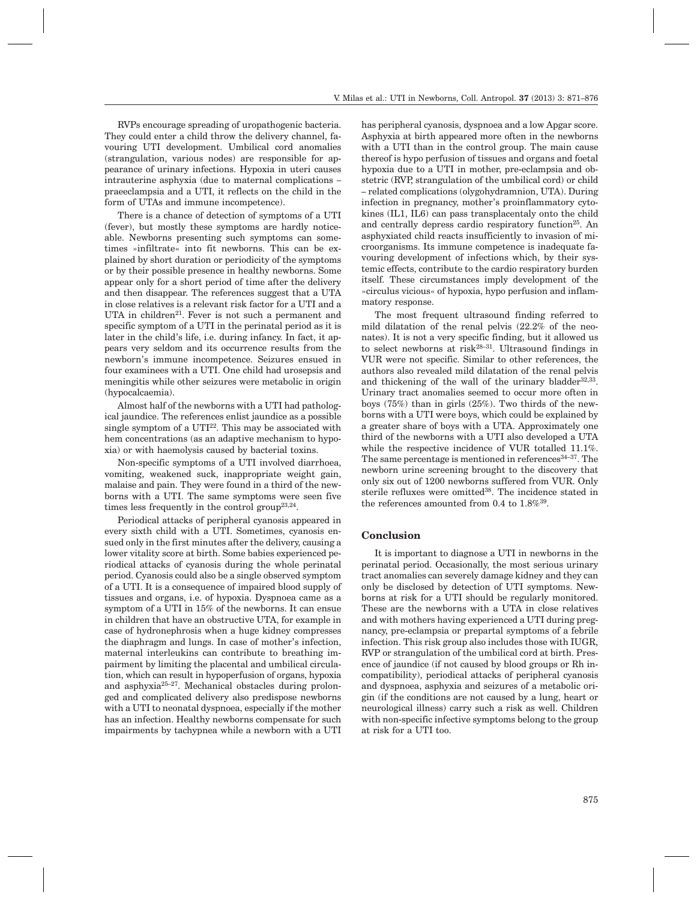RVPs encourage spreading of uropathogenic bacteria. They could enter a child throw the delivery channel, favouring UTI development. Umbilical cord anomalies (strangulation, various nodes) are responsible for appearance of urinary infections. Hypoxia in uteri causes intrauterine asphyxia (due to maternal complications – praeeclampsia and a UTI, it reflects on the child in the form of UTAs and immune incompetence).

There is a chance of detection of symptoms of a UTI (fever), but mostly these symptoms are hardly noticeable. Newborns presenting such symptoms can sometimes »infiltrate« into fit newborns. This can be explained by short duration or periodicity of the symptoms or by their possible presence in healthy newborns. Some appear only for a short period of time after the delivery and then disappear. The references suggest that a UTA in close relatives is a relevant risk factor for a UTI and a UTA in children[21]. Fever is not such a permanent and specific symptom of a UTI in the perinatal period as it is later in the child's life, i.e. during infancy. In fact, it appears very seldom and its occurrence results from the newborn's immune incompetence. Seizures ensued in four examinees with a UTI. One child had urosepsis and meningitis while other seizures were metabolic in origin (hypocalcaemia).

Almost half of the newborns with a UTI had pathological jaundice. The references enlist jaundice as a possible single symptom of a UTI[22]. This may be associated with hem concentrations (as an adaptive mechanism to hypoxia) or with haemolysis caused by bacterial toxins.

Non-specific symptoms of a UTI involved diarrhoea, vomiting, weakened suck, inappropriate weight gain, malaise and pain. They were found in a third of the newborns with a UTI. The same symptoms were seen five times less frequently in the control group[23,24].

Periodical attacks of peripheral cyanosis appeared in every sixth child with a UTI. Sometimes, cyanosis ensued only in the first minutes after the delivery, causing a lower vitality score at birth. Some babies experienced periodical attacks of cyanosis during the whole perinatal period. Cyanosis could also be a single observed symptom of a UTI in 15% of the newborns. It is a consequence of impaired blood supply of tissues and organs, i.e. of hypoxia. Dyspnoea came as a symptom of a UTI too. It can ensue in children that have an obstructive UTA, for example in case of hydronephrosis when a huge kidney compresses the diaphragm and lungs. In case of mother's infection, maternal interleukins can contribute to breathing impairment by limiting the placental and umbilical circulation, which can result in hypoperfusion of organs, hypoxia and asphyxia[25–27]. Mechanical obstacles during prolonged and complicated delivery also predispose newborns with a UTI to neonatal dyspnoea, especially if the mother has an infection. Healthy newborns compensate for such impairments by tachypnea while a newborn with a UTI has peripheral cyanosis, dyspnoea and a low Apgar score. Asphyxia at birth appeared more often in the newborns with a UTI than in the control group. The main cause thereof is hypo perfusion of tissues and organs and foetal hypoxia due to a UTI in mother, pre-eclampsia and obstetric (RVP, strangulation of the umbilical cord) or child – related complications (olygohydramnion, UTA). During infection in pregnancy, mother's proinflammatory cytokines (IL1, IL6) can pass transplacentaly onto the child and centrally depress cardio respiratory function[25]. An asphyxiated child reacts insufficiently to invasion of microorganisms. Its immune competence is inadequate favouring development of infections which, by their systemic effects, contribute to the cardio respiratory burden itself. These circumstances imply development of the »circulus vicious« of hypoxia, hypo perfusion and inflammatory response.

The most frequent ultrasound finding referred to mild dilatation of the renal pelvis (22.2% of the neonates). It is not a very specific finding, but it allowed us to select newborns at risk[28–31]. Ultrasound findings in VUR were not specific. Similar to other references, the authors also revealed mild dilatation of the renal pelvis and thickening of the wall of the urinary bladder[32,33]. Urinary tract anomalies seemed to occur more often in boys (75%) than in girls (25%). Two thirds of the newborns with a UTI were boys, which could be explained by a greater share of boys with a UTA. Approximately one third of the newborns with a UTI also developed a UTA while the respective incidence of VUR totalled 11.1%. The same percentage is mentioned in references[34–37]. The newborn urine screening brought to the discovery that only six out of 1200 newborns suffered from VUR. Only sterile refluxes were omitted[38]. The incidence stated in the references amounted from 0.4 to 1.8%[39].

## Conclusion

It is important to diagnose a UTI in newborns in the perinatal period. Occasionally, the most serious urinary tract anomalies can severely damage kidney and they can only be disclosed by detection of UTI symptoms. Newborns at risk for a UTI should be regularly monitored. These are the newborns with a UTA in close relatives and with mothers having experienced a UTI during pregnancy, pre-eclampsia or prepartal symptoms of a febrile infection. This risk group also includes those with IUGR, RVP or strangulation of the umbilical cord at birth. Presence of jaundice (if not caused by blood groups or Rh incompatibility), periodical attacks of peripheral cyanosis and dyspnoea, asphyxia and seizures of a metabolic origin (if the conditions are not caused by a lung, heart or neurological illness) carry such a risk as well. Children with non-specific infective symptoms belong to the group at risk for a UTI too.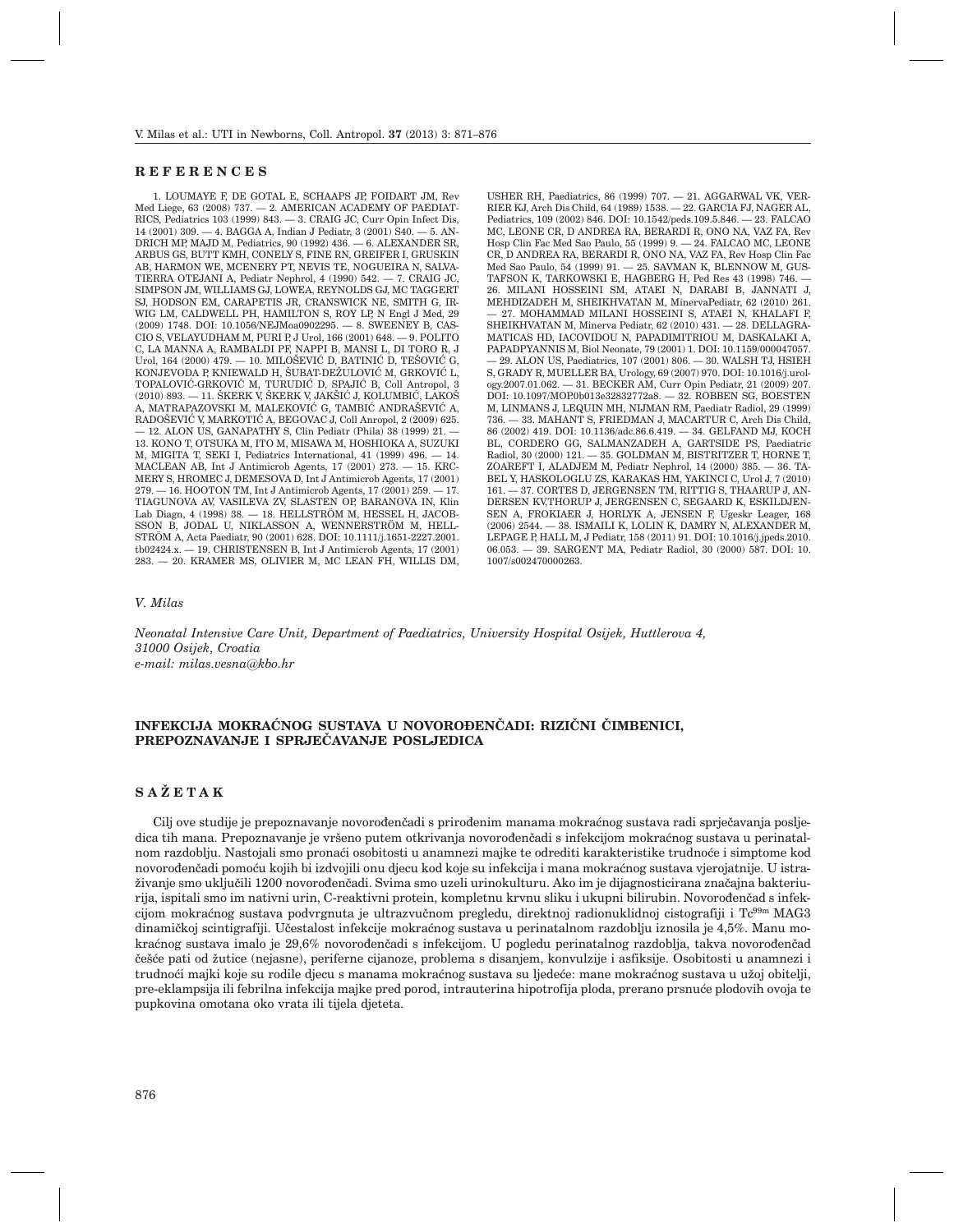## REFERENCES

1. LOUMAYE F, DE GOTAL E, SCHAAPS JP, FOIDART JM, Rev Med Liege, 63 (2008) 737. — 2. AMERICAN ACADEMY OF PAEDIATRICS, Pediatrics 103 (1999) 843. — 3. CRAIG JC, Curr Opin Infect Dis, 14 (2001) 309. — 4. BAGGA A, Indian J Pediatr, 3 (2001) S40. — 5. ANDRICH MP, MAJD M, Pediatrics, 90 (1992) 436. — 6. ALEXANDER SR, ARBUS GS, BUTT KMH, CONELY S, FINE RN, GREIFER I, GRUSKIN AB, HARMON WE, MCENERY PT, NEVIS TE, NOGUEIRA N, SALVATIERRA OTEJANI A, Pediatr Nephrol, 4 (1990) 542. — 7. CRAIG JC, SIMPSON JM, WILLIAMS GJ, LOWEA, REYNOLDS GJ, MC TAGGERT SJ, HODSON EM, CARAPETIS JR, CRANSWICK NE, SMITH G, IRWIG LM, CALDWELL PH, HAMILTON S, ROY LP, N Engl J Med, 29 (2009) 1748. DOI: 10.1056/NEJMoa0902295. — 8. SWEENEY B, CASCIO S, VELAYUDHAM M, PURI P, J Urol, 166 (2001) 648. — 9. POLITO C, LA MANNA A, RAMBALDI PF, NAPPI B, MANSI L, DI TORO R, J Urol, 164 (2000) 479. — 10. MILOŠEVIĆ D, BATINIĆ D, TEŠOVIĆ G, KONJEVODA P, KNIEWALD H, ŠUBAT-DEŽULOVIĆ M, GRKOVIĆ L, TOPALOVIĆ-GRKOVIČ M, TURUDIĆ D, SPAJIĆ B, Coll Antropol, 3 (2010) 893. — 11. ŠKERK V, ŠKERK V, JAKŠIĆ J, KOLUMBIĆ, LAKOŠ A, MATRAPAZOVSKI M, MALEKOVIĆ G, TAMBIĆ ANDRAŠEVIĆ A, RADOŠEVIĆ V, MARKOTIĆ A, BEGOVAC J, Coll Anropol, 2 (2009) 625. — 12. ALON US, GANAPATHY S, Clin Pediatr (Phila) 38 (1999) 21. — 13. KONO T, OTSUKA M, ITO M, MISAWA M, HOSHIOKA A, SUZUKI M, MIGITA T, SEKI I, Pediatrics International, 41 (1999) 496. — 14. MACLEAN AB, Int J Antimicrob Agents, 17 (2001) 273. — 15. KRCMERY S, HROMEC J, DEMESOVA D, Int J Antimicrob Agents, 17 (2001) 279. — 16. HOOTON TM, Int J Antimicrob Agents, 17 (2001) 259. — 17. TIAGUNOVA AV, VASILEVA ZV, SLASTEN OP, BARANOVA IN, Klin Lab Diagn, 4 (1998) 38. — 18. HELLSTRÖM M, HESSEL H, JACOBSSON B, JODAL U, NIKLASSON A, WENNERSTRÖM M, HELLSTRÖM A, Acta Paediatr, 90 (2001) 628. DOI: 10.1111/j.1651-2227.2001.tb02424.x. — 19. CHRISTENSEN B, Int J Antimicrob Agents, 17 (2001) 283. — 20. KRAMER MS, OLIVIER M, MC LEAN FH, WILLIS DM, USHER RH, Paediatrics, 86 (1999) 707. — 21. AGGARWAL VK, VERRIER KJ, Arch Dis Child, 64 (1989) 1538. — 22. GARCIA FJ, NAGER AL, Pediatrics, 109 (2002) 846. DOI: 10.1542/peds.109.5.846. — 23. FALCAO MC, LEONE CR, D ANDREA RA, BERARDI R, ONO NA, VAZ FA, Rev Hosp Clin Fac Med Sao Paulo, 55 (1999) 9. — 24. FALCAO MC, LEONE CR, D ANDREA RA, BERARDI R, ONO NA, VAZ FA, Rev Hosp Clin Fac Med Sao Paulo, 54 (1999) 91. — 25. SAVMAN K, BLENNOW M, GUSTAFSON K, TARKOWSKI E, HAGBERG H, Ped Res 43 (1998) 746. — 26. MILANI HOSSEINI SM, ATAEI N, DARABI B, JANNATI J, MEHDIZADEH M, SHEIKHVATAN M, MinervaPediatr, 62 (2010) 261. — 27. MOHAMMAD MILANI HOSSEINI S, ATAEI N, KHALAFI F, SHEIKHVATAN M, Minerva Pediatr, 62 (2010) 431. — 28. DELLAGRAMATICAS HD, IACOVIDOU N, PAPADIMITRIOU M, DASKALAKI A, PAPADPYANNIS M, Biol Neonate, 79 (2001) 1. DOI: 10.1159/000047057. — 29. ALON US, Paediatrics, 107 (2001) 806. — 30. WALSH TJ, HSIEH S, GRADY R, MUELLER BA, Urology, 69 (2007) 970. DOI: 10.1016/j.urology.2007.01.062. — 31. BECKER AM, Curr Opin Pediatr, 21 (2009) 207. DOI: 10.1097/MOP.0b013e32832772a8. — 32. ROBBEN SG, BOESTEN M, LINMANS J, LEQUIN MH, NIJMAN RM, Paediatr Radiol, 29 (1999) 736. — 33. MAHANT S, FRIEDMAN J, MACARTUR C, Arch Dis Child, 86 (2002) 419. DOI: 10.1136/adc.86.6.419. — 34. GELFAND MJ, KOCH BL, CORDERO GG, SALMANZADEH A, GARTSIDE PS, Paediatric Radiol, 30 (2000) 121. — 35. GOLDMAN M, BISTRITZER T, HORNE T, ZOAREFT I, ALADJEM M, Pediatr Nephrol, 14 (2000) 385. — 36. TABEL Y, HASKOLOGLU ZS, KARAKAS HM, YAKINCI C, Urol J, 7 (2010) 161. — 37. CORTES D, JERGENSEN TM, RITTIG S, THAARUP J, ANDERSEN KV,THORUP J, JERGENSEN C, SEGAARD K, ESKILDJENSEN A, FROKIAER J, HORLYK A, JENSEN F, Ugeskr Leager, 168 (2006) 2544. — 38. ISMAILI K, LOLIN K, DAMRY N, ALEXANDER M, LEPAGE P, HALL M, J Pediatr, 158 (2011) 91. DOI: 10.1016/j.jpeds.2010.06.053. — 39. SARGENT MA, Pediatr Radiol, 30 (2000) 587. DOI: 10.1007/s002470000263.

*V. Milas*

*Neonatal Intensive Care Unit, Department of Paediatrics, University Hospital Osijek, Huttlerova 4, 31000 Osijek, Croatia*
*e-mail: milas.vesna@kbo.hr*

## INFEKCIJA MOKRAĆNOG SUSTAVA U NOVOROĐENČADI: RIZIČNI ČIMBENICI, PREPOZNAVANJE I SPRJEČAVANJE POSLJEDICA

## SAŽETAK

Cilj ove studije je prepoznavanje novorođenčadi s prirođenim manama mokraćnog sustava radi sprječavanja posljedica tih mana. Prepoznavanje je vršeno putem otkrivanja novorođenčadi s infekcijom mokraćnog sustava u perinatalnom razdoblju. Nastojali smo pronaći osobitosti u anamnezi majke te odrediti karakteristike trudnoće i simptome kod novorođenčadi pomoću kojih bi izdvojili onu djecu kod koje su infekcija i mana mokraćnog sustava vjerojatnije. U istraživanje smo uključili 1200 novorođenčadi. Svima smo uzeli urinokulturu. Ako im je dijagnosticirana značajna bakteriurija, ispitali smo im nativni urin, C-reaktivni protein, kompletnu krvnu sliku i ukupni bilirubin. Novorođenčad s infekcijom mokraćnog sustava podvrgnuta je ultrazvučnom pregledu, direktnoj radionuklidnoj cistografiji i Tc$^{99m}$ MAG3 dinamičkoj scintigrafiji. Učestalost infekcije mokraćnog sustava u perinatalnom razdoblju iznosila je 4,5%. Manu mokraćnog sustava imalo je 29,6% novorođenčadi s infekcijom. U pogledu perinatalnog razdoblja, takva novorođenčad češće pati od žutice (nejasne), periferne cijanoze, problema s disanjem, konvulzije i asfiksije. Osobitosti u anamnezi i trudnoći majki koje su rodile djecu s manama mokraćnog sustava su ljedeće: mane mokraćnog sustava u užoj obitelji, pre-eklampsija ili febrilna infekcija majke pred porod, intrauterina hipotrofija ploda, prerano prsnuće plodovih ovoja te pupkovina omotana oko vrata ili tijela djeteta.